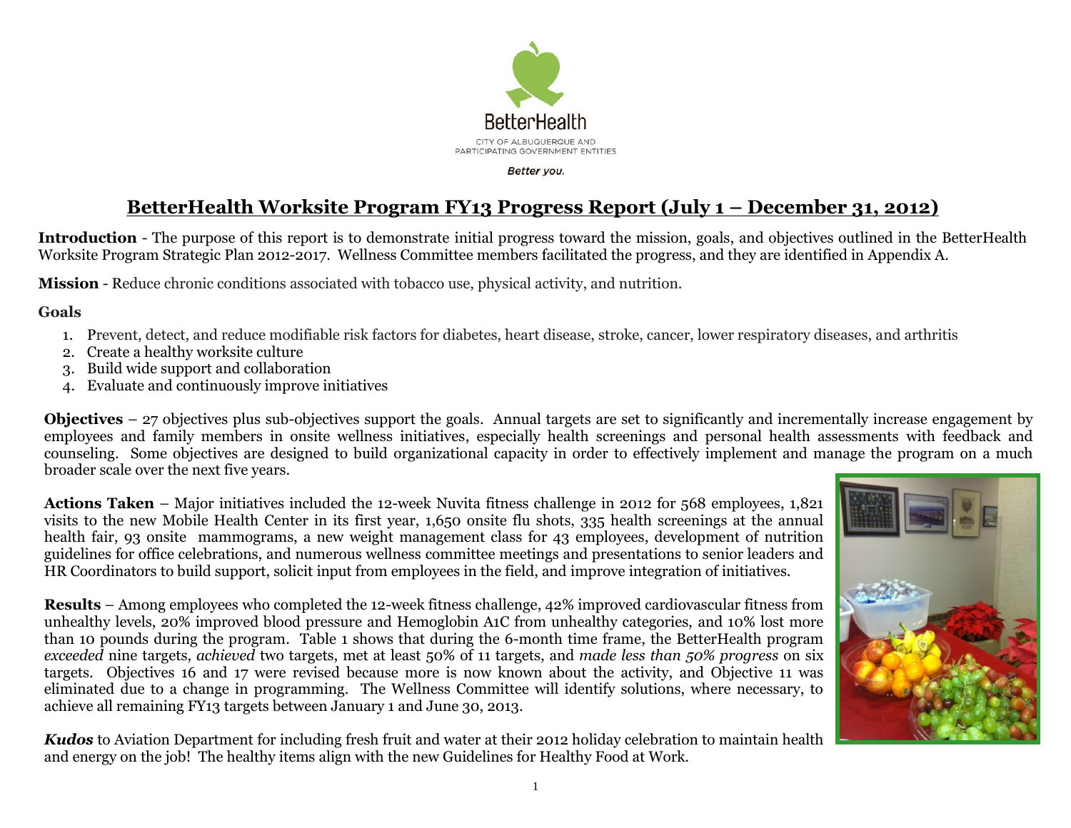BetterHealth

CITY OF ALBUQUERQUE AND PARTICIPATING GOVERNMENT ENTITIES

*Better you.*

# BetterHealth Worksite Program FY13 Progress Report (July 1 – December 31, 2012)

**Introduction** - The purpose of this report is to demonstrate initial progress toward the mission, goals, and objectives outlined in the BetterHealth Worksite Program Strategic Plan 2012-2017. Wellness Committee members facilitated the progress, and they are identified in Appendix A.

**Mission** - Reduce chronic conditions associated with tobacco use, physical activity, and nutrition.

**Goals**

1. Prevent, detect, and reduce modifiable risk factors for diabetes, heart disease, stroke, cancer, lower respiratory diseases, and arthritis
2. Create a healthy worksite culture
3. Build wide support and collaboration
4. Evaluate and continuously improve initiatives

**Objectives** – 27 objectives plus sub-objectives support the goals. Annual targets are set to significantly and incrementally increase engagement by employees and family members in onsite wellness initiatives, especially health screenings and personal health assessments with feedback and counseling. Some objectives are designed to build organizational capacity in order to effectively implement and manage the program on a much broader scale over the next five years.

**Actions Taken** – Major initiatives included the 12-week Nuvita fitness challenge in 2012 for 568 employees, 1,821 visits to the new Mobile Health Center in its first year, 1,650 onsite flu shots, 335 health screenings at the annual health fair, 93 onsite mammograms, a new weight management class for 43 employees, development of nutrition guidelines for office celebrations, and numerous wellness committee meetings and presentations to senior leaders and HR Coordinators to build support, solicit input from employees in the field, and improve integration of initiatives.

**Results** – Among employees who completed the 12-week fitness challenge, 42% improved cardiovascular fitness from unhealthy levels, 20% improved blood pressure and Hemoglobin A1C from unhealthy categories, and 10% lost more than 10 pounds during the program. Table 1 shows that during the 6-month time frame, the BetterHealth program *exceeded* nine targets, *achieved* two targets, met at least 50% of 11 targets, and *made less than 50% progress* on six targets. Objectives 16 and 17 were revised because more is now known about the activity, and Objective 11 was eliminated due to a change in programming. The Wellness Committee will identify solutions, where necessary, to achieve all remaining FY13 targets between January 1 and June 30, 2013.

***Kudos*** to Aviation Department for including fresh fruit and water at their 2012 holiday celebration to maintain health and energy on the job! The healthy items align with the new Guidelines for Healthy Food at Work.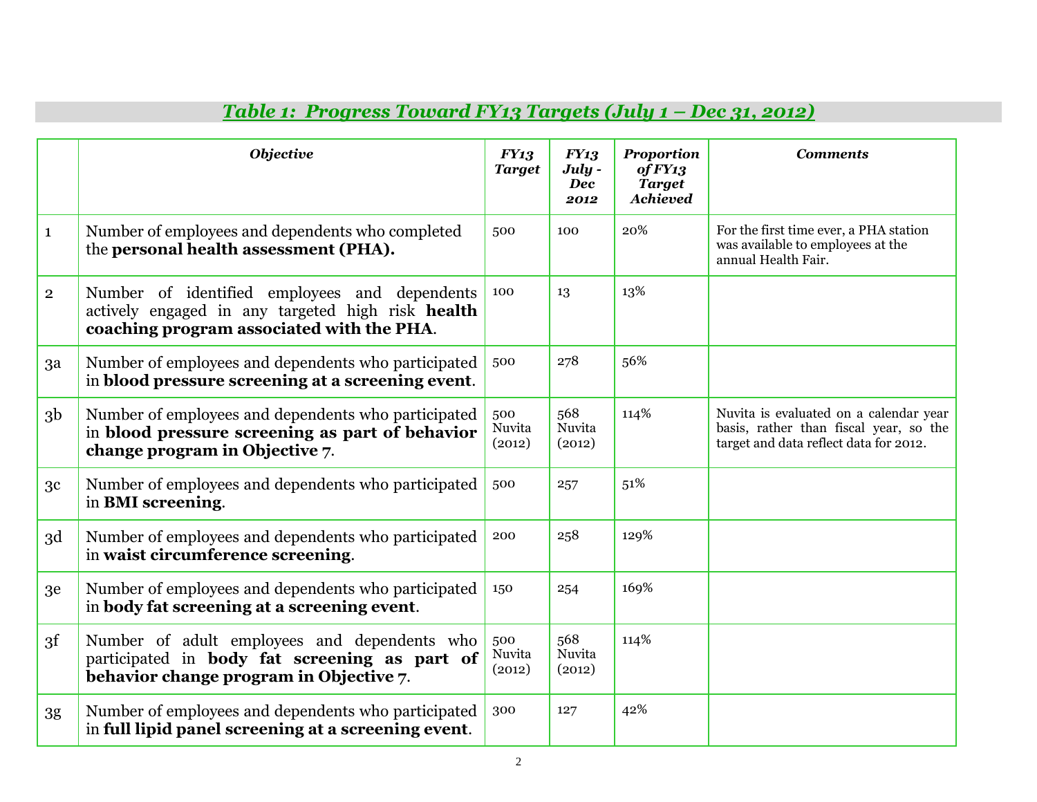## ***Table 1: Progress Toward FY13 Targets (July 1 – Dec 31, 2012)***

| | *Objective* | *FY13 Target* | *FY13 July - Dec 2012* | *Proportion of FY13 Target Achieved* | *Comments* |
|---|---|---|---|---|---|
| 1 | Number of employees and dependents who completed the **personal health assessment (PHA).** | 500 | 100 | 20% | For the first time ever, a PHA station was available to employees at the annual Health Fair. |
| 2 | Number of identified employees and dependents actively engaged in any targeted high risk **health coaching program associated with the PHA**. | 100 | 13 | 13% | |
| 3a | Number of employees and dependents who participated in **blood pressure screening at a screening event**. | 500 | 278 | 56% | |
| 3b | Number of employees and dependents who participated in **blood pressure screening as part of behavior change program in Objective 7**. | 500 Nuvita (2012) | 568 Nuvita (2012) | 114% | Nuvita is evaluated on a calendar year basis, rather than fiscal year, so the target and data reflect data for 2012. |
| 3c | Number of employees and dependents who participated in **BMI screening**. | 500 | 257 | 51% | |
| 3d | Number of employees and dependents who participated in **waist circumference screening**. | 200 | 258 | 129% | |
| 3e | Number of employees and dependents who participated in **body fat screening at a screening event**. | 150 | 254 | 169% | |
| 3f | Number of adult employees and dependents who participated in **body fat screening as part of behavior change program in Objective 7**. | 500 Nuvita (2012) | 568 Nuvita (2012) | 114% | |
| 3g | Number of employees and dependents who participated in **full lipid panel screening at a screening event**. | 300 | 127 | 42% | |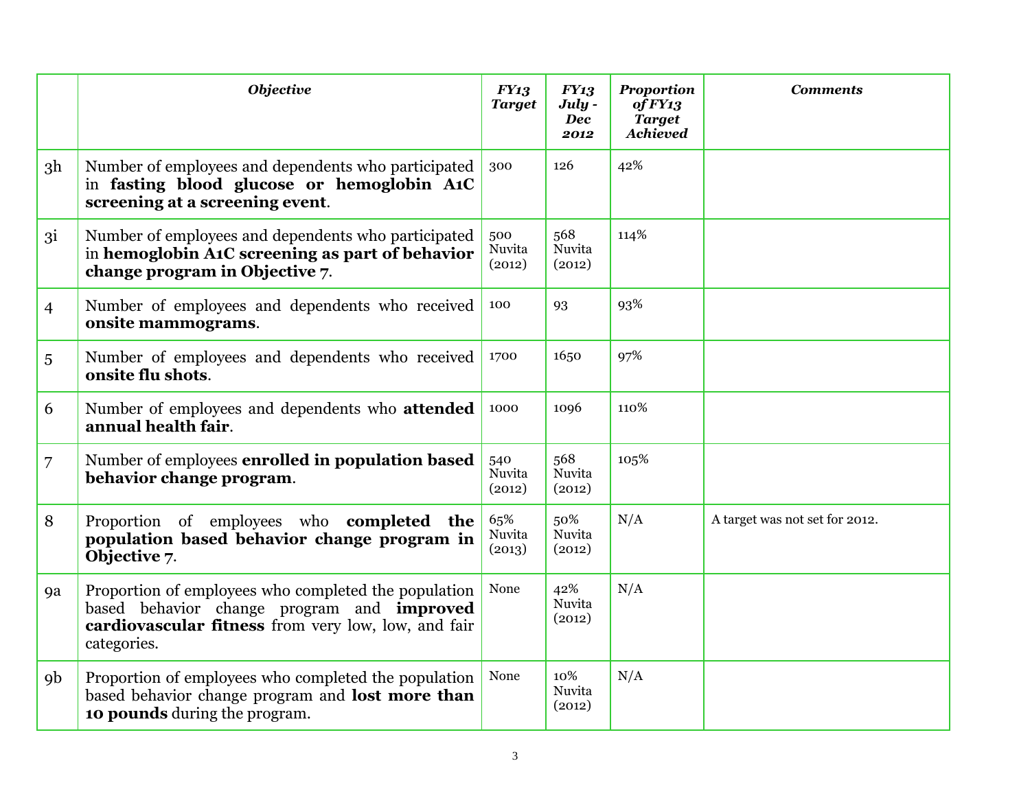| | *Objective* | *FY13 Target* | *FY13 July - Dec 2012* | *Proportion of FY13 Target Achieved* | *Comments* |
|---|---|---|---|---|---|
| 3h | Number of employees and dependents who participated in **fasting blood glucose or hemoglobin A1C screening at a screening event**. | 300 | 126 | 42% | |
| 3i | Number of employees and dependents who participated in **hemoglobin A1C screening as part of behavior change program in Objective 7**. | 500 Nuvita (2012) | 568 Nuvita (2012) | 114% | |
| 4 | Number of employees and dependents who received **onsite mammograms**. | 100 | 93 | 93% | |
| 5 | Number of employees and dependents who received **onsite flu shots**. | 1700 | 1650 | 97% | |
| 6 | Number of employees and dependents who **attended annual health fair**. | 1000 | 1096 | 110% | |
| 7 | Number of employees **enrolled in population based behavior change program**. | 540 Nuvita (2012) | 568 Nuvita (2012) | 105% | |
| 8 | Proportion of employees who **completed the population based behavior change program in Objective 7**. | 65% Nuvita (2013) | 50% Nuvita (2012) | N/A | A target was not set for 2012. |
| 9a | Proportion of employees who completed the population based behavior change program and **improved cardiovascular fitness** from very low, low, and fair categories. | None | 42% Nuvita (2012) | N/A | |
| 9b | Proportion of employees who completed the population based behavior change program and **lost more than 10 pounds** during the program. | None | 10% Nuvita (2012) | N/A | |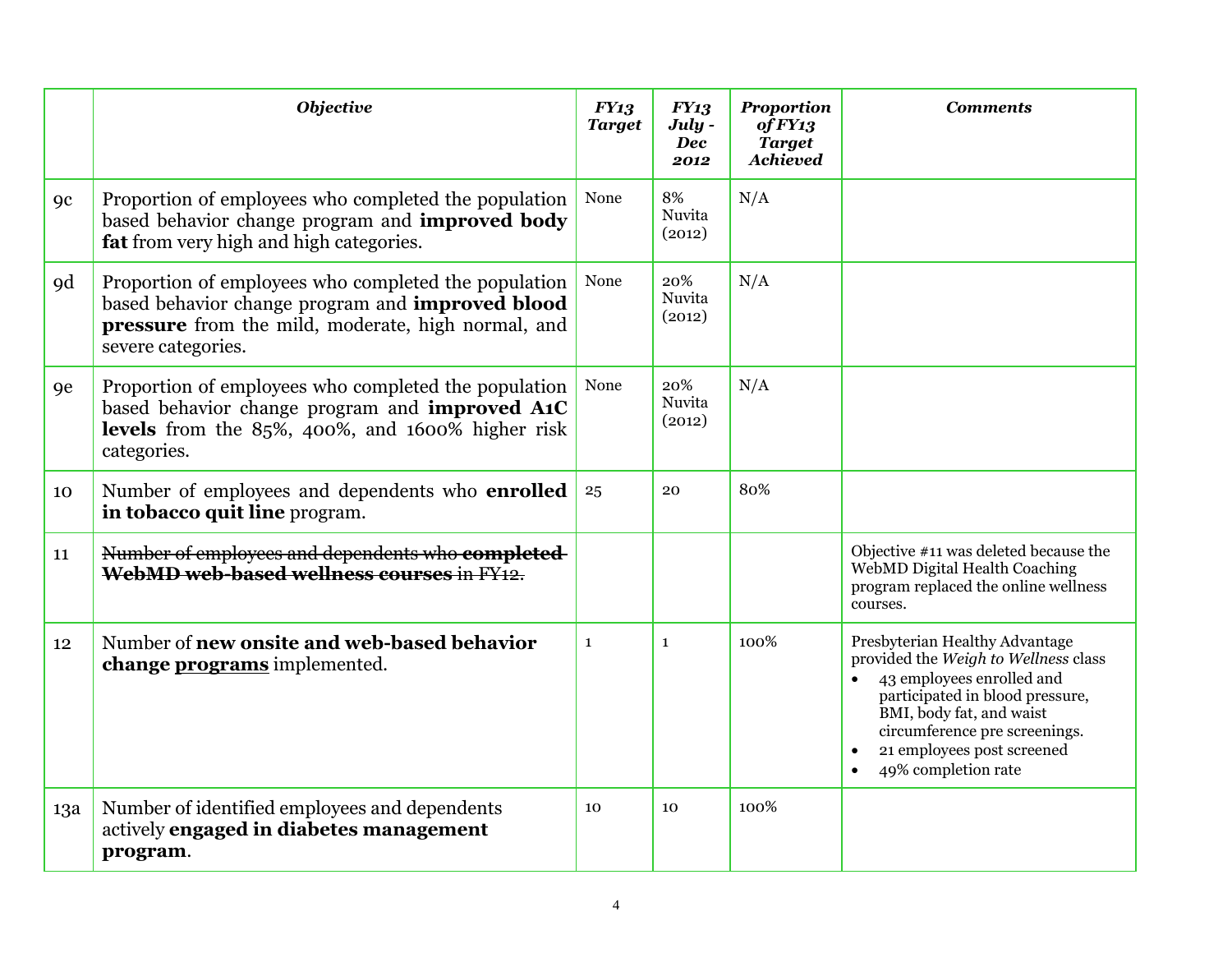| | *Objective* | *FY13 Target* | *FY13 July - Dec 2012* | *Proportion of FY13 Target Achieved* | *Comments* |
|---|---|---|---|---|---|
| 9c | Proportion of employees who completed the population based behavior change program and **improved body fat** from very high and high categories. | None | 8% Nuvita (2012) | N/A | |
| 9d | Proportion of employees who completed the population based behavior change program and **improved blood pressure** from the mild, moderate, high normal, and severe categories. | None | 20% Nuvita (2012) | N/A | |
| 9e | Proportion of employees who completed the population based behavior change program and **improved A1C levels** from the 85%, 400%, and 1600% higher risk categories. | None | 20% Nuvita (2012) | N/A | |
| 10 | Number of employees and dependents who **enrolled in tobacco quit line** program. | 25 | 20 | 80% | |
| 11 | ~~Number of employees and dependents who **completed WebMD web-based wellness courses** in FY12.~~ | | | | Objective #11 was deleted because the WebMD Digital Health Coaching program replaced the online wellness courses. |
| 12 | Number of **new onsite and web-based behavior change <u>programs</u>** implemented. | 1 | 1 | 100% | Presbyterian Healthy Advantage provided the *Weigh to Wellness* class<br>• 43 employees enrolled and participated in blood pressure, BMI, body fat, and waist circumference pre screenings.<br>• 21 employees post screened<br>• 49% completion rate |
| 13a | Number of identified employees and dependents actively **engaged in diabetes management program**. | 10 | 10 | 100% | |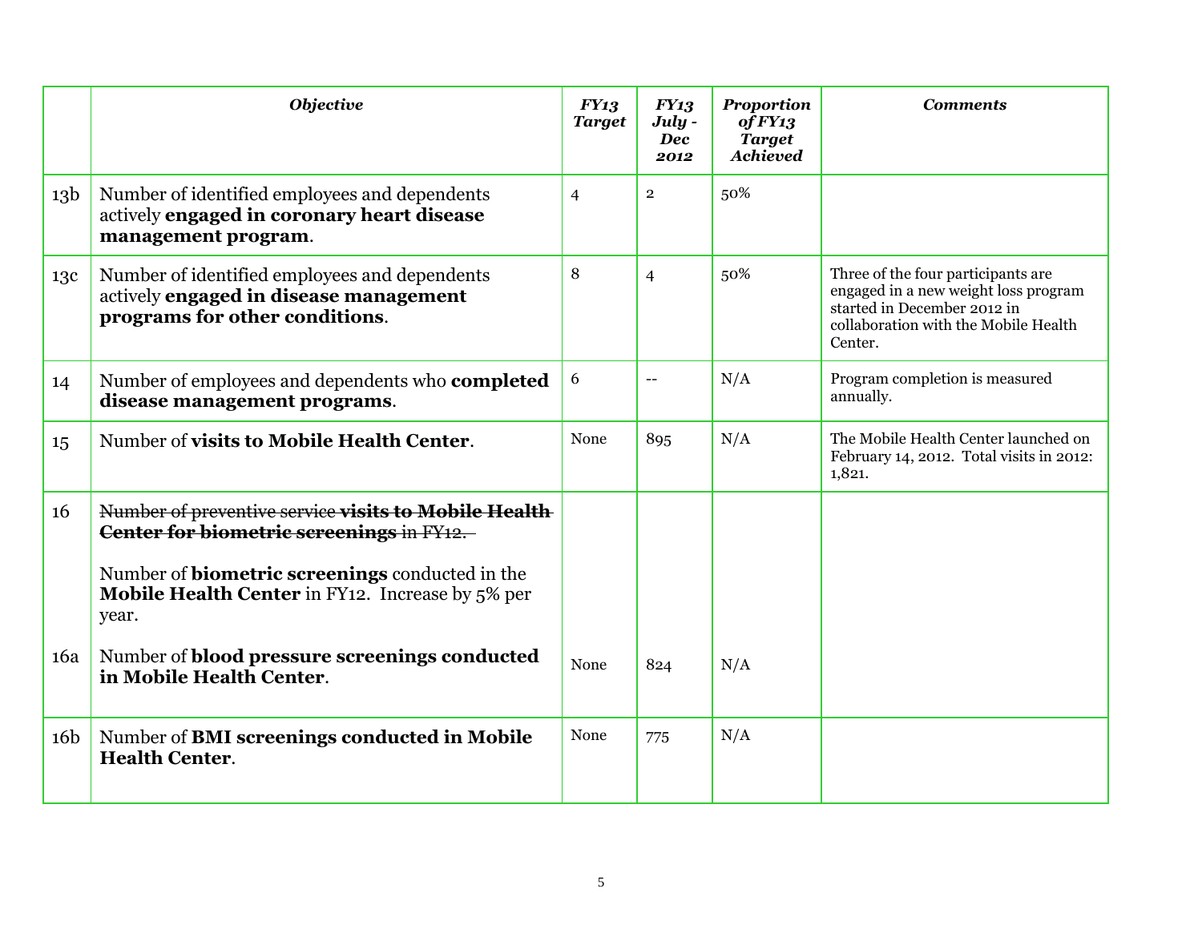| | *Objective* | *FY13 Target* | *FY13 July - Dec 2012* | *Proportion of FY13 Target Achieved* | *Comments* |
|---|---|---|---|---|---|
| 13b | Number of identified employees and dependents actively **engaged in coronary heart disease management program**. | 4 | 2 | 50% | |
| 13c | Number of identified employees and dependents actively **engaged in disease management programs for other conditions**. | 8 | 4 | 50% | Three of the four participants are engaged in a new weight loss program started in December 2012 in collaboration with the Mobile Health Center. |
| 14 | Number of employees and dependents who **completed disease management programs**. | 6 | -- | N/A | Program completion is measured annually. |
| 15 | Number of **visits to Mobile Health Center**. | None | 895 | N/A | The Mobile Health Center launched on February 14, 2012. Total visits in 2012: 1,821. |
| 16 | ~~Number of preventive service **visits to Mobile Health Center for biometric screenings** in FY12.~~ Number of **biometric screenings** conducted in the **Mobile Health Center** in FY12. Increase by 5% per year. | | | | |
| 16a | Number of **blood pressure screenings conducted in Mobile Health Center**. | None | 824 | N/A | |
| 16b | Number of **BMI screenings conducted in Mobile Health Center**. | None | 775 | N/A | |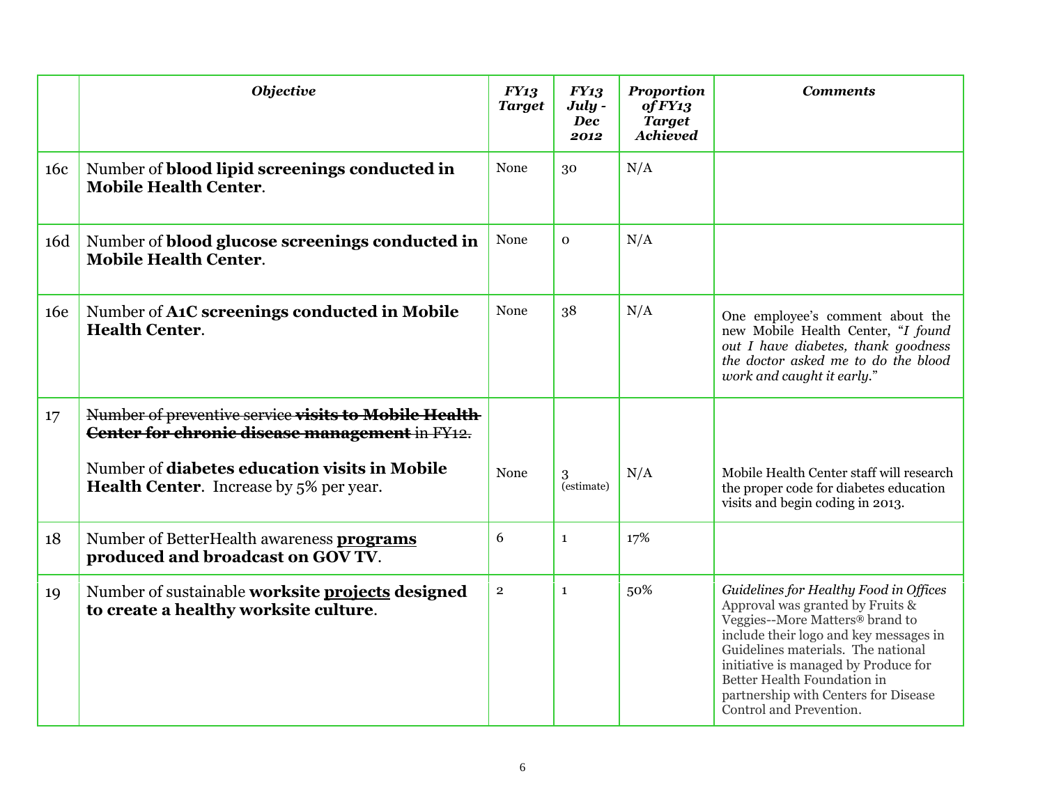| | *Objective* | *FY13 Target* | *FY13 July - Dec 2012* | *Proportion of FY13 Target Achieved* | *Comments* |
|---|---|---|---|---|---|
| 16c | Number of **blood lipid screenings conducted in Mobile Health Center**. | None | 30 | N/A | |
| 16d | Number of **blood glucose screenings conducted in Mobile Health Center**. | None | 0 | N/A | |
| 16e | Number of **A1C screenings conducted in Mobile Health Center**. | None | 38 | N/A | One employee's comment about the new Mobile Health Center, "*I found out I have diabetes, thank goodness the doctor asked me to do the blood work and caught it early.*" |
| 17 | ~~Number of preventive service **visits to Mobile Health Center for chronic disease management** in FY12.~~<br><br>Number of **diabetes education visits in Mobile Health Center**. Increase by 5% per year. | None | 3 (estimate) | N/A | Mobile Health Center staff will research the proper code for diabetes education visits and begin coding in 2013. |
| 18 | Number of BetterHealth awareness **programs produced and broadcast on GOV TV**. | 6 | 1 | 17% | |
| 19 | Number of sustainable **worksite projects designed to create a healthy worksite culture**. | 2 | 1 | 50% | *Guidelines for Healthy Food in Offices* Approval was granted by Fruits & Veggies--More Matters® brand to include their logo and key messages in Guidelines materials. The national initiative is managed by Produce for Better Health Foundation in partnership with Centers for Disease Control and Prevention. |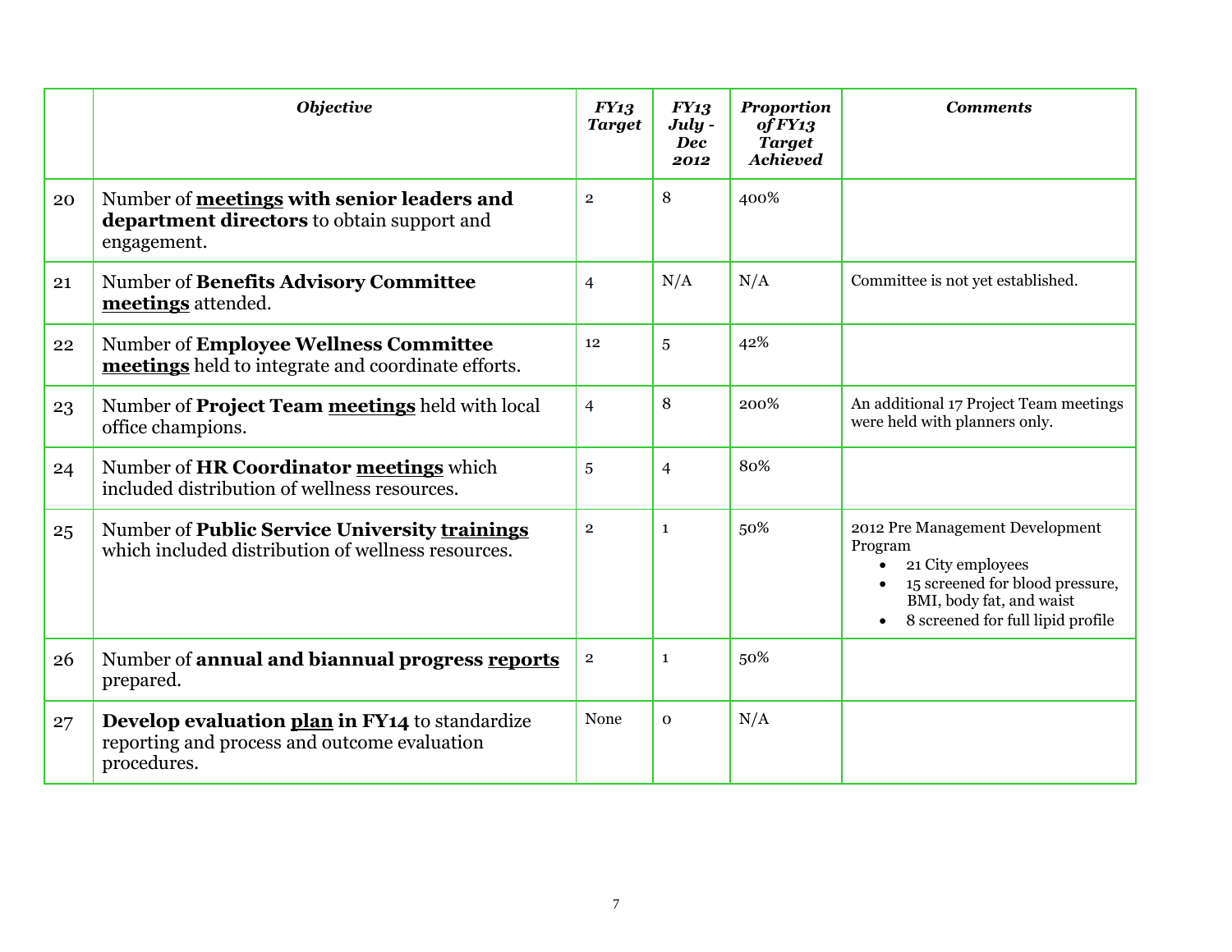| | *Objective* | *FY13 Target* | *FY13 July - Dec 2012* | *Proportion of FY13 Target Achieved* | *Comments* |
|---|---|---|---|---|---|
| 20 | Number of **meetings with senior leaders and department directors** to obtain support and engagement. | 2 | 8 | 400% | |
| 21 | Number of **Benefits Advisory Committee meetings** attended. | 4 | N/A | N/A | Committee is not yet established. |
| 22 | Number of **Employee Wellness Committee meetings** held to integrate and coordinate efforts. | 12 | 5 | 42% | |
| 23 | Number of **Project Team meetings** held with local office champions. | 4 | 8 | 200% | An additional 17 Project Team meetings were held with planners only. |
| 24 | Number of **HR Coordinator meetings** which included distribution of wellness resources. | 5 | 4 | 80% | |
| 25 | Number of **Public Service University trainings** which included distribution of wellness resources. | 2 | 1 | 50% | 2012 Pre Management Development Program<br>• 21 City employees<br>• 15 screened for blood pressure, BMI, body fat, and waist<br>• 8 screened for full lipid profile |
| 26 | Number of **annual and biannual progress reports** prepared. | 2 | 1 | 50% | |
| 27 | **Develop evaluation plan in FY14** to standardize reporting and process and outcome evaluation procedures. | None | 0 | N/A | |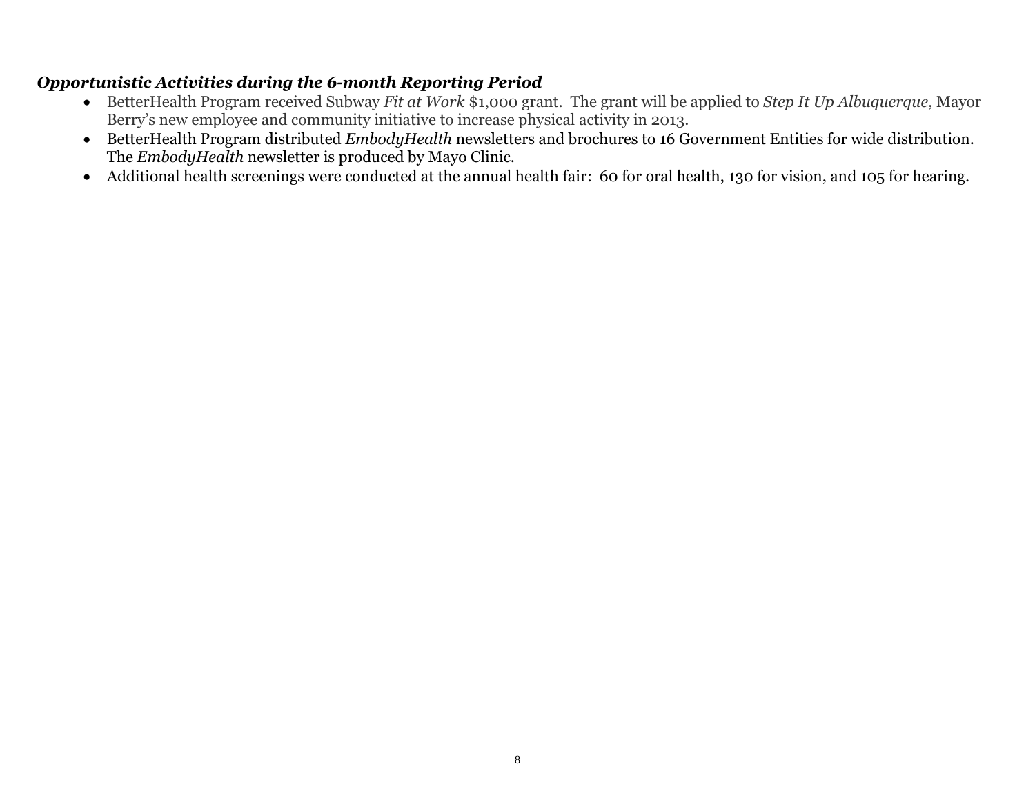### ***Opportunistic Activities during the 6-month Reporting Period***

- BetterHealth Program received Subway *Fit at Work* $1,000 grant. The grant will be applied to *Step It Up Albuquerque*, Mayor Berry's new employee and community initiative to increase physical activity in 2013.
- BetterHealth Program distributed *EmbodyHealth* newsletters and brochures to 16 Government Entities for wide distribution. The *EmbodyHealth* newsletter is produced by Mayo Clinic.
- Additional health screenings were conducted at the annual health fair: 60 for oral health, 130 for vision, and 105 for hearing.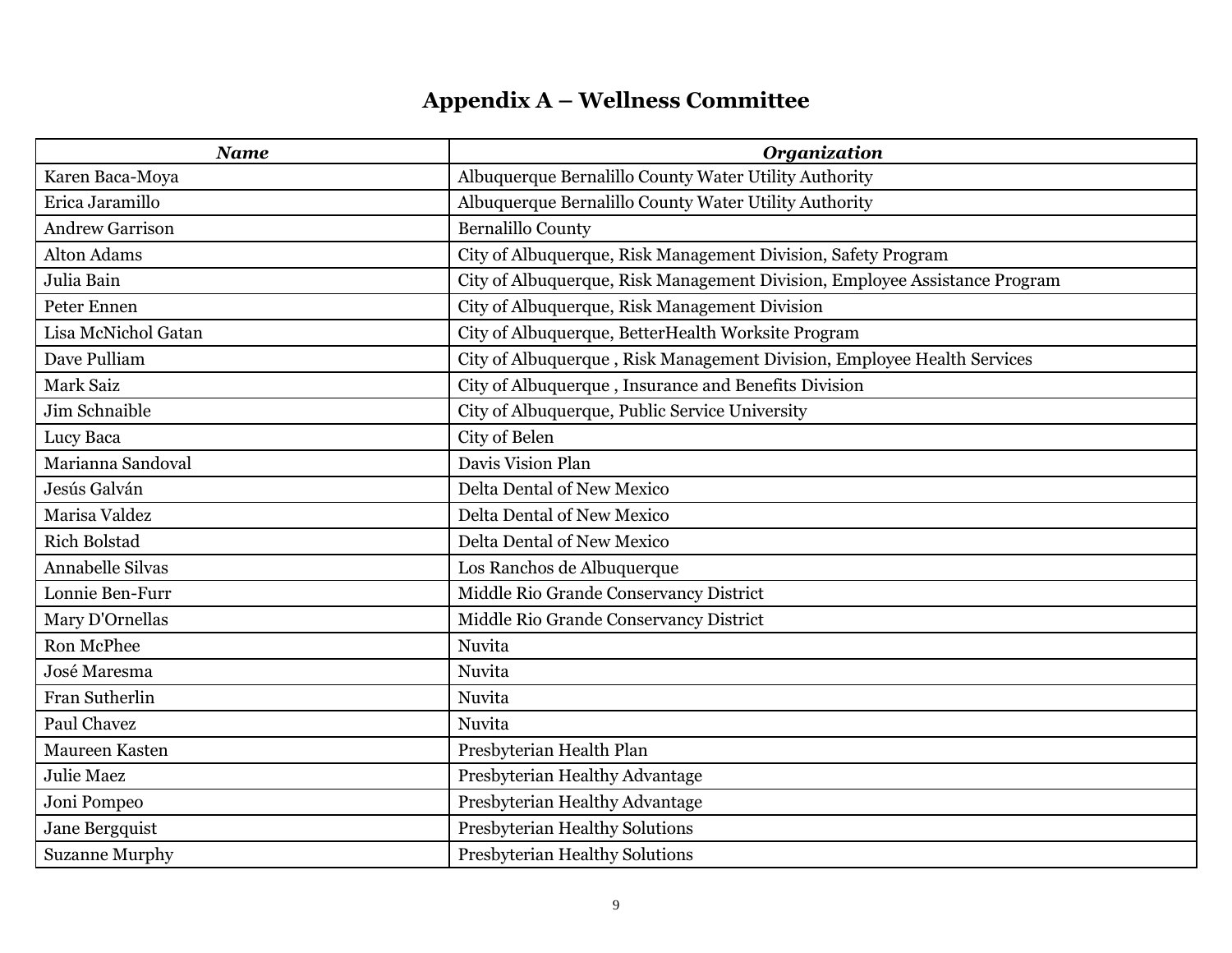# Appendix A – Wellness Committee

| ***Name*** | ***Organization*** |
|---|---|
| Karen Baca-Moya | Albuquerque Bernalillo County Water Utility Authority |
| Erica Jaramillo | Albuquerque Bernalillo County Water Utility Authority |
| Andrew Garrison | Bernalillo County |
| Alton Adams | City of Albuquerque, Risk Management Division, Safety Program |
| Julia Bain | City of Albuquerque, Risk Management Division, Employee Assistance Program |
| Peter Ennen | City of Albuquerque, Risk Management Division |
| Lisa McNichol Gatan | City of Albuquerque, BetterHealth Worksite Program |
| Dave Pulliam | City of Albuquerque , Risk Management Division, Employee Health Services |
| Mark Saiz | City of Albuquerque , Insurance and Benefits Division |
| Jim Schnaible | City of Albuquerque, Public Service University |
| Lucy Baca | City of Belen |
| Marianna Sandoval | Davis Vision Plan |
| Jesús Galván | Delta Dental of New Mexico |
| Marisa Valdez | Delta Dental of New Mexico |
| Rich Bolstad | Delta Dental of New Mexico |
| Annabelle Silvas | Los Ranchos de Albuquerque |
| Lonnie Ben-Furr | Middle Rio Grande Conservancy District |
| Mary D'Ornellas | Middle Rio Grande Conservancy District |
| Ron McPhee | Nuvita |
| José Maresma | Nuvita |
| Fran Sutherlin | Nuvita |
| Paul Chavez | Nuvita |
| Maureen Kasten | Presbyterian Health Plan |
| Julie Maez | Presbyterian Healthy Advantage |
| Joni Pompeo | Presbyterian Healthy Advantage |
| Jane Bergquist | Presbyterian Healthy Solutions |
| Suzanne Murphy | Presbyterian Healthy Solutions |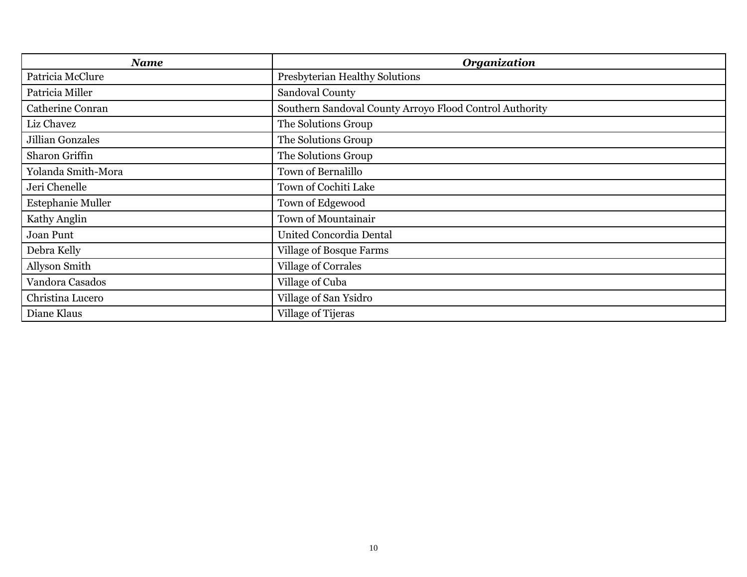| *Name* | *Organization* |
| --- | --- |
| Patricia McClure | Presbyterian Healthy Solutions |
| Patricia Miller | Sandoval County |
| Catherine Conran | Southern Sandoval County Arroyo Flood Control Authority |
| Liz Chavez | The Solutions Group |
| Jillian Gonzales | The Solutions Group |
| Sharon Griffin | The Solutions Group |
| Yolanda Smith-Mora | Town of Bernalillo |
| Jeri Chenelle | Town of Cochiti Lake |
| Estephanie Muller | Town of Edgewood |
| Kathy Anglin | Town of Mountainair |
| Joan Punt | United Concordia Dental |
| Debra Kelly | Village of Bosque Farms |
| Allyson Smith | Village of Corrales |
| Vandora Casados | Village of Cuba |
| Christina Lucero | Village of San Ysidro |
| Diane Klaus | Village of Tijeras |